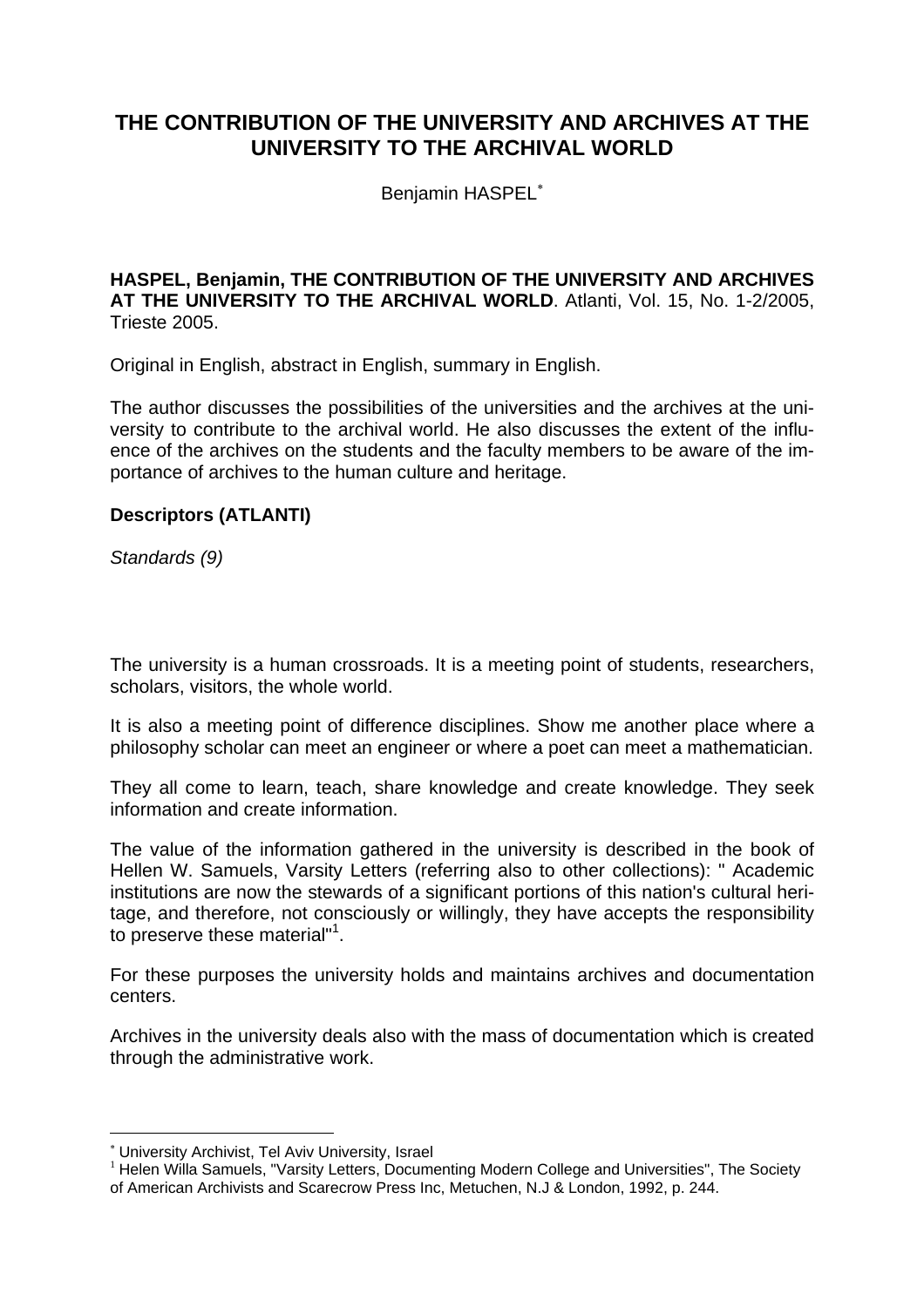# THE CONTRIBUTION OF THE UNIVERSITY AND ARCHIVES AT THE UNIVERSITY TO THE ARCHIVAL WORLD

Benjamin HASPEL[*]

**HASPEL, Benjamin, THE CONTRIBUTION OF THE UNIVERSITY AND ARCHIVES AT THE UNIVERSITY TO THE ARCHIVAL WORLD**. Atlanti, Vol. 15, No. 1-2/2005, Trieste 2005.

Original in English, abstract in English, summary in English.

The author discusses the possibilities of the universities and the archives at the university to contribute to the archival world. He also discusses the extent of the influence of the archives on the students and the faculty members to be aware of the importance of archives to the human culture and heritage.

**Descriptors (ATLANTI)**

*Standards (9)*

The university is a human crossroads. It is a meeting point of students, researchers, scholars, visitors, the whole world.

It is also a meeting point of difference disciplines. Show me another place where a philosophy scholar can meet an engineer or where a poet can meet a mathematician.

They all come to learn, teach, share knowledge and create knowledge. They seek information and create information.

The value of the information gathered in the university is described in the book of Hellen W. Samuels, Varsity Letters (referring also to other collections): " Academic institutions are now the stewards of a significant portions of this nation's cultural heritage, and therefore, not consciously or willingly, they have accepts the responsibility to preserve these material"[1].

For these purposes the university holds and maintains archives and documentation centers.

Archives in the university deals also with the mass of documentation which is created through the administrative work.

[*] University Archivist, Tel Aviv University, Israel

[1] Helen Willa Samuels, "Varsity Letters, Documenting Modern College and Universities", The Society of American Archivists and Scarecrow Press Inc, Metuchen, N.J & London, 1992, p. 244.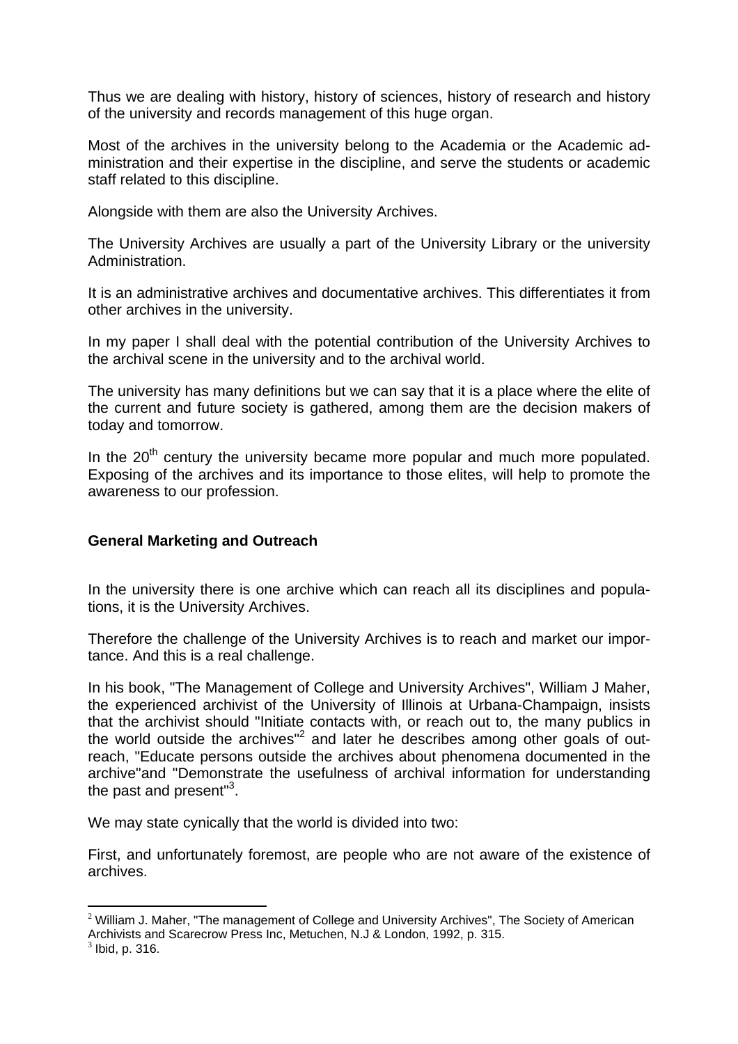Thus we are dealing with history, history of sciences, history of research and history of the university and records management of this huge organ.

Most of the archives in the university belong to the Academia or the Academic administration and their expertise in the discipline, and serve the students or academic staff related to this discipline.

Alongside with them are also the University Archives.

The University Archives are usually a part of the University Library or the university Administration.

It is an administrative archives and documentative archives. This differentiates it from other archives in the university.

In my paper I shall deal with the potential contribution of the University Archives to the archival scene in the university and to the archival world.

The university has many definitions but we can say that it is a place where the elite of the current and future society is gathered, among them are the decision makers of today and tomorrow.

In the 20th century the university became more popular and much more populated. Exposing of the archives and its importance to those elites, will help to promote the awareness to our profession.

**General Marketing and Outreach**

In the university there is one archive which can reach all its disciplines and populations, it is the University Archives.

Therefore the challenge of the University Archives is to reach and market our importance. And this is a real challenge.

In his book, "The Management of College and University Archives", William J Maher, the experienced archivist of the University of Illinois at Urbana-Champaign, insists that the archivist should "Initiate contacts with, or reach out to, the many publics in the world outside the archives"[2] and later he describes among other goals of outreach, "Educate persons outside the archives about phenomena documented in the archive"and "Demonstrate the usefulness of archival information for understanding the past and present"[3].

We may state cynically that the world is divided into two:

First, and unfortunately foremost, are people who are not aware of the existence of archives.

[2] William J. Maher, "The management of College and University Archives", The Society of American Archivists and Scarecrow Press Inc, Metuchen, N.J & London, 1992, p. 315.
[3] Ibid, p. 316.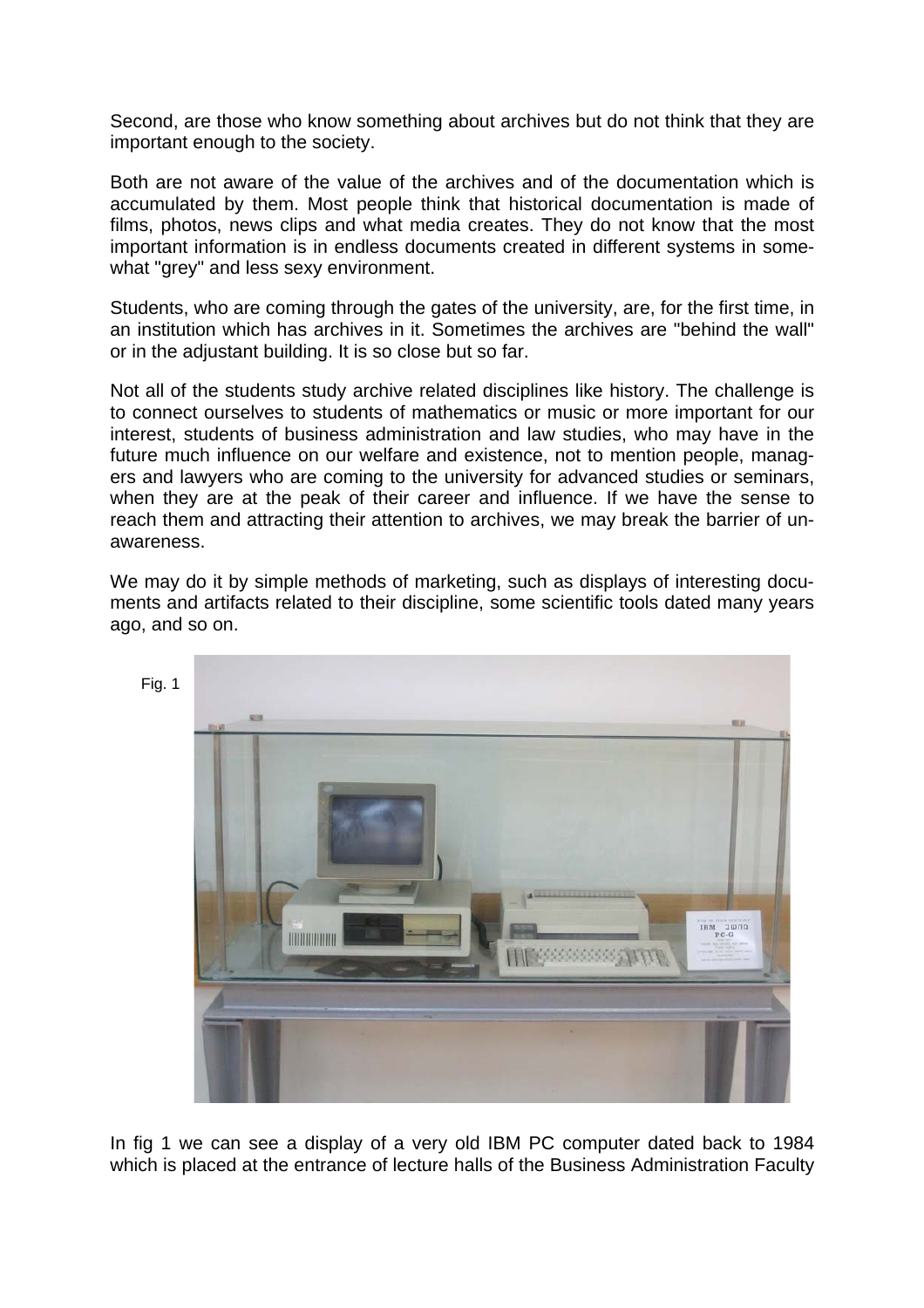Second, are those who know something about archives but do not think that they are important enough to the society.

Both are not aware of the value of the archives and of the documentation which is accumulated by them. Most people think that historical documentation is made of films, photos, news clips and what media creates. They do not know that the most important information is in endless documents created in different systems in somewhat "grey" and less sexy environment.

Students, who are coming through the gates of the university, are, for the first time, in an institution which has archives in it. Sometimes the archives are "behind the wall" or in the adjustant building. It is so close but so far.

Not all of the students study archive related disciplines like history. The challenge is to connect ourselves to students of mathematics or music or more important for our interest, students of business administration and law studies, who may have in the future much influence on our welfare and existence, not to mention people, managers and lawyers who are coming to the university for advanced studies or seminars, when they are at the peak of their career and influence. If we have the sense to reach them and attracting their attention to archives, we may break the barrier of unawareness.

We may do it by simple methods of marketing, such as displays of interesting documents and artifacts related to their discipline, some scientific tools dated many years ago, and so on.

Fig. 1

In fig 1 we can see a display of a very old IBM PC computer dated back to 1984 which is placed at the entrance of lecture halls of the Business Administration Faculty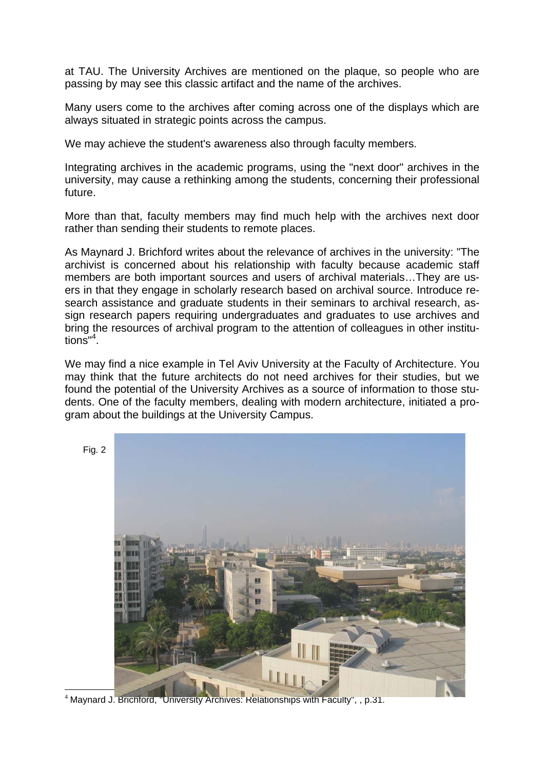at TAU. The University Archives are mentioned on the plaque, so people who are passing by may see this classic artifact and the name of the archives.

Many users come to the archives after coming across one of the displays which are always situated in strategic points across the campus.

We may achieve the student's awareness also through faculty members.

Integrating archives in the academic programs, using the "next door" archives in the university, may cause a rethinking among the students, concerning their professional future.

More than that, faculty members may find much help with the archives next door rather than sending their students to remote places.

As Maynard J. Brichford writes about the relevance of archives in the university: "The archivist is concerned about his relationship with faculty because academic staff members are both important sources and users of archival materials…They are users in that they engage in scholarly research based on archival source. Introduce research assistance and graduate students in their seminars to archival research, assign research papers requiring undergraduates and graduates to use archives and bring the resources of archival program to the attention of colleagues in other institutions"[4].

We may find a nice example in Tel Aviv University at the Faculty of Architecture. You may think that the future architects do not need archives for their studies, but we found the potential of the University Archives as a source of information to those students. One of the faculty members, dealing with modern architecture, initiated a program about the buildings at the University Campus.

Fig. 2

[4] Maynard J. Brichford, "University Archives: Relationships with Faculty", , p.31.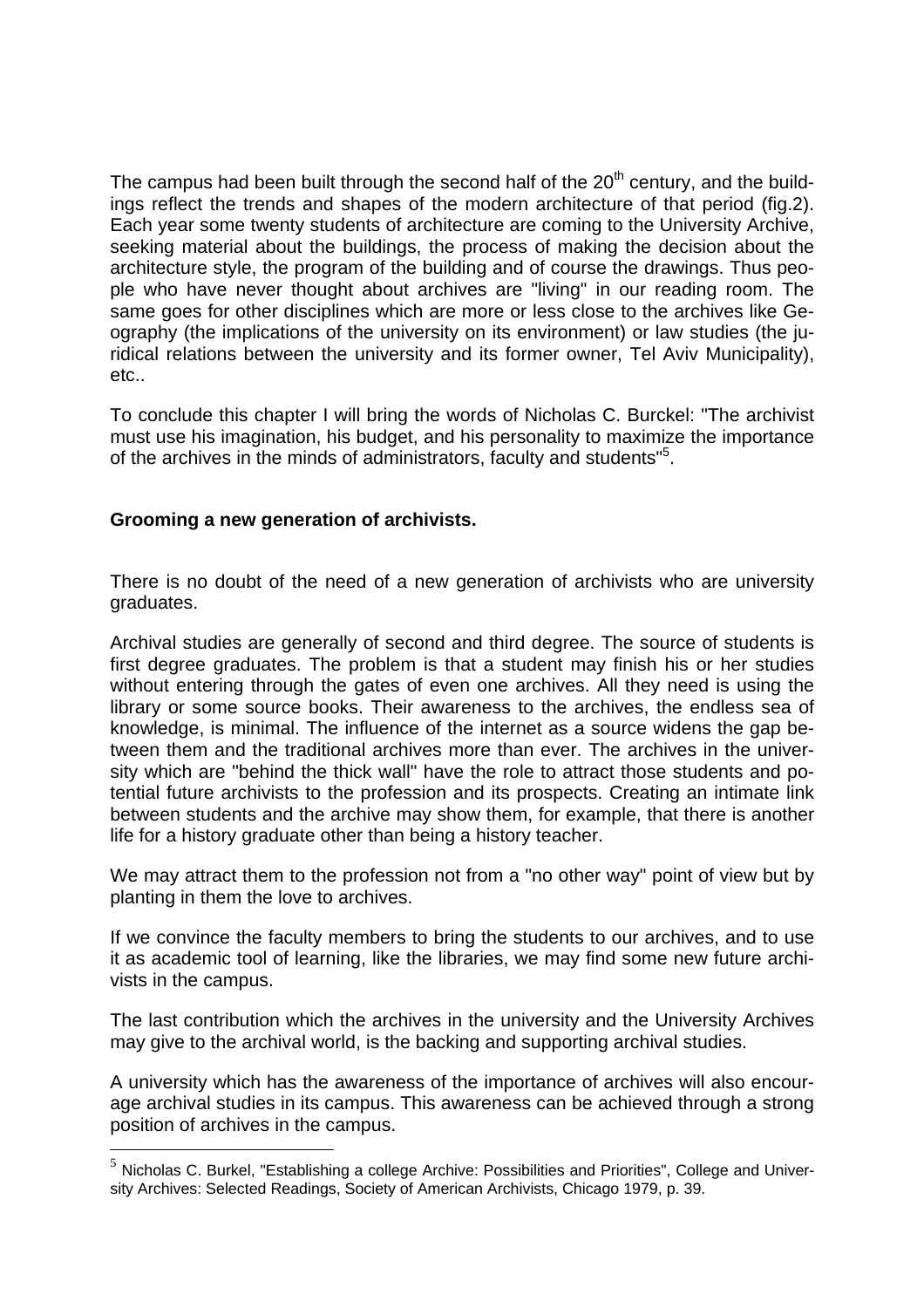The campus had been built through the second half of the 20th century, and the buildings reflect the trends and shapes of the modern architecture of that period (fig.2). Each year some twenty students of architecture are coming to the University Archive, seeking material about the buildings, the process of making the decision about the architecture style, the program of the building and of course the drawings. Thus people who have never thought about archives are "living" in our reading room. The same goes for other disciplines which are more or less close to the archives like Geography (the implications of the university on its environment) or law studies (the juridical relations between the university and its former owner, Tel Aviv Municipality), etc..

To conclude this chapter I will bring the words of Nicholas C. Burckel: "The archivist must use his imagination, his budget, and his personality to maximize the importance of the archives in the minds of administrators, faculty and students"[5].

**Grooming a new generation of archivists.**

There is no doubt of the need of a new generation of archivists who are university graduates.

Archival studies are generally of second and third degree. The source of students is first degree graduates. The problem is that a student may finish his or her studies without entering through the gates of even one archives. All they need is using the library or some source books. Their awareness to the archives, the endless sea of knowledge, is minimal. The influence of the internet as a source widens the gap between them and the traditional archives more than ever. The archives in the university which are "behind the thick wall" have the role to attract those students and potential future archivists to the profession and its prospects. Creating an intimate link between students and the archive may show them, for example, that there is another life for a history graduate other than being a history teacher.

We may attract them to the profession not from a "no other way" point of view but by planting in them the love to archives.

If we convince the faculty members to bring the students to our archives, and to use it as academic tool of learning, like the libraries, we may find some new future archivists in the campus.

The last contribution which the archives in the university and the University Archives may give to the archival world, is the backing and supporting archival studies.

A university which has the awareness of the importance of archives will also encourage archival studies in its campus. This awareness can be achieved through a strong position of archives in the campus.

[5] Nicholas C. Burkel, "Establishing a college Archive: Possibilities and Priorities", College and University Archives: Selected Readings, Society of American Archivists, Chicago 1979, p. 39.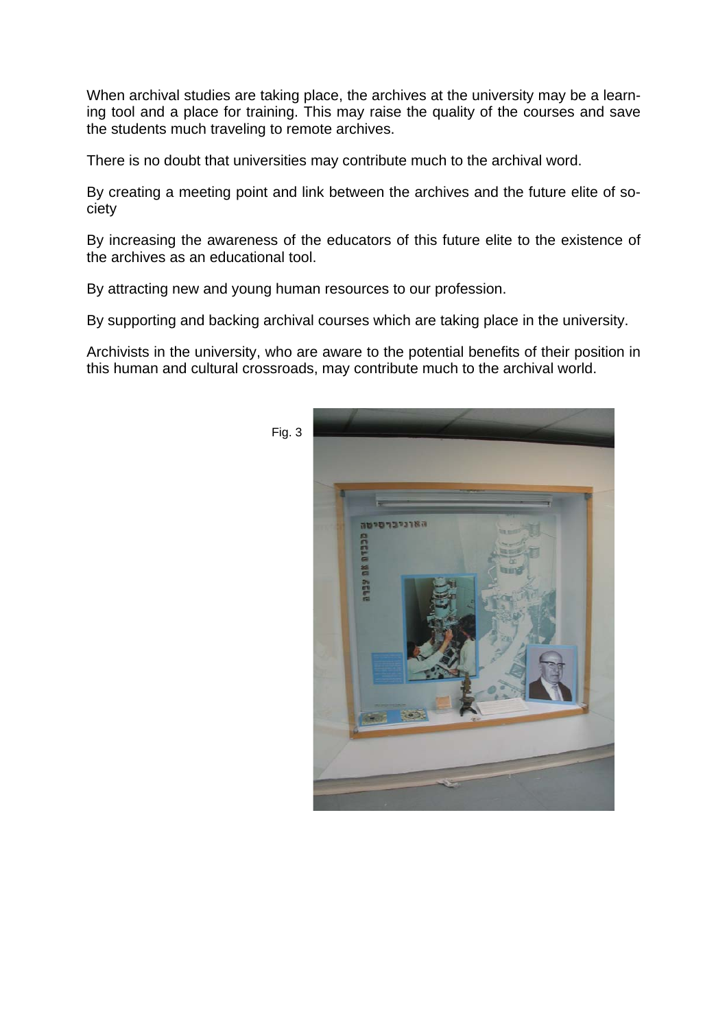When archival studies are taking place, the archives at the university may be a learning tool and a place for training. This may raise the quality of the courses and save the students much traveling to remote archives.

There is no doubt that universities may contribute much to the archival word.

By creating a meeting point and link between the archives and the future elite of society

By increasing the awareness of the educators of this future elite to the existence of the archives as an educational tool.

By attracting new and young human resources to our profession.

By supporting and backing archival courses which are taking place in the university.

Archivists in the university, who are aware to the potential benefits of their position in this human and cultural crossroads, may contribute much to the archival world.

Fig. 3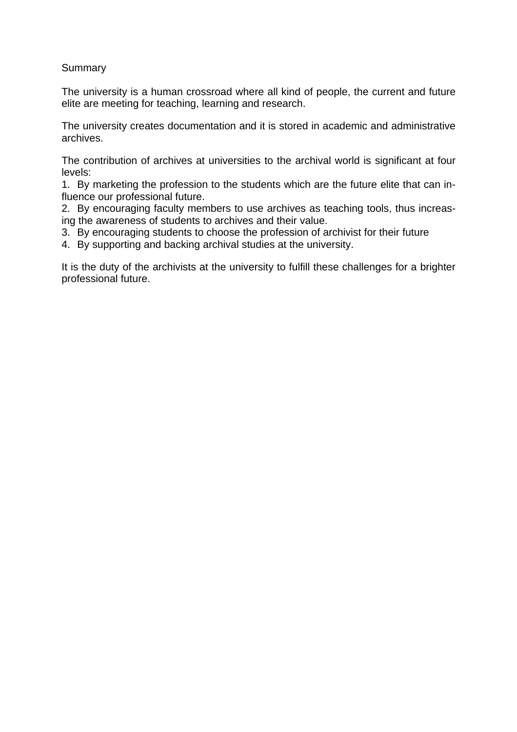Summary

The university is a human crossroad where all kind of people, the current and future elite are meeting for teaching, learning and research.

The university creates documentation and it is stored in academic and administrative archives.

The contribution of archives at universities to the archival world is significant at four levels:

1. By marketing the profession to the students which are the future elite that can influence our professional future.
2. By encouraging faculty members to use archives as teaching tools, thus increasing the awareness of students to archives and their value.
3. By encouraging students to choose the profession of archivist for their future
4. By supporting and backing archival studies at the university.

It is the duty of the archivists at the university to fulfill these challenges for a brighter professional future.